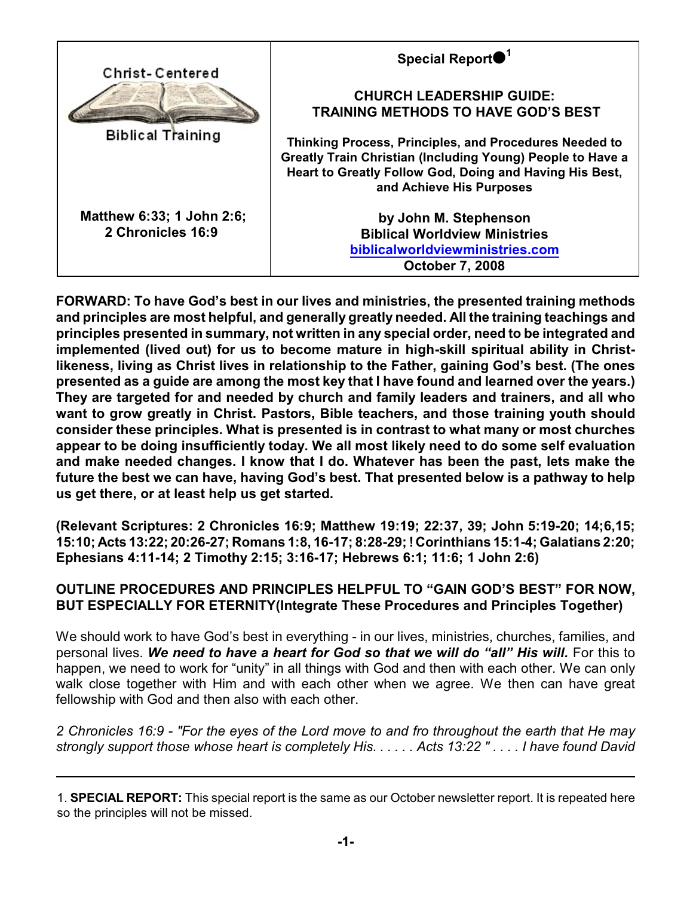| Christ-Centered Biblical Training | **Special Report●[1]** |
|---|---|
| | **CHURCH LEADERSHIP GUIDE: TRAINING METHODS TO HAVE GOD'S BEST** |
| | **Thinking Process, Principles, and Procedures Needed to Greatly Train Christian (Including Young) People to Have a Heart to Greatly Follow God, Doing and Having His Best, and Achieve His Purposes** |
| **Matthew 6:33; 1 John 2:6; 2 Chronicles 16:9** | **by John M. Stephenson**<br>**Biblical Worldview Ministries**<br>**biblicalworldviewministries.com**<br>**October 7, 2008** |

**FORWARD: To have God's best in our lives and ministries, the presented training methods and principles are most helpful, and generally greatly needed. All the training teachings and principles presented in summary, not written in any special order, need to be integrated and implemented (lived out) for us to become mature in high-skill spiritual ability in Christ-likeness, living as Christ lives in relationship to the Father, gaining God's best. (The ones presented as a guide are among the most key that I have found and learned over the years.) They are targeted for and needed by church and family leaders and trainers, and all who want to grow greatly in Christ. Pastors, Bible teachers, and those training youth should consider these principles. What is presented is in contrast to what many or most churches appear to be doing insufficiently today. We all most likely need to do some self evaluation and make needed changes. I know that I do. Whatever has been the past, lets make the future the best we can have, having God's best. That presented below is a pathway to help us get there, or at least help us get started.**

**(Relevant Scriptures: 2 Chronicles 16:9; Matthew 19:19; 22:37, 39; John 5:19-20; 14;6,15; 15:10; Acts 13:22; 20:26-27; Romans 1:8, 16-17; 8:28-29; ! Corinthians 15:1-4; Galatians 2:20; Ephesians 4:11-14; 2 Timothy 2:15; 3:16-17; Hebrews 6:1; 11:6; 1 John 2:6)**

**OUTLINE PROCEDURES AND PRINCIPLES HELPFUL TO "GAIN GOD'S BEST" FOR NOW, BUT ESPECIALLY FOR ETERNITY(Integrate These Procedures and Principles Together)**

We should work to have God's best in everything - in our lives, ministries, churches, families, and personal lives. ***We need to have a heart for God so that we will do "all" His will.*** For this to happen, we need to work for "unity" in all things with God and then with each other. We can only walk close together with Him and with each other when we agree. We then can have great fellowship with God and then also with each other.

*2 Chronicles 16:9 - "For the eyes of the Lord move to and fro throughout the earth that He may strongly support those whose heart is completely His. . . . . . Acts 13:22 " . . . . I have found David*

---

1. **SPECIAL REPORT:** This special report is the same as our October newsletter report. It is repeated here so the principles will not be missed.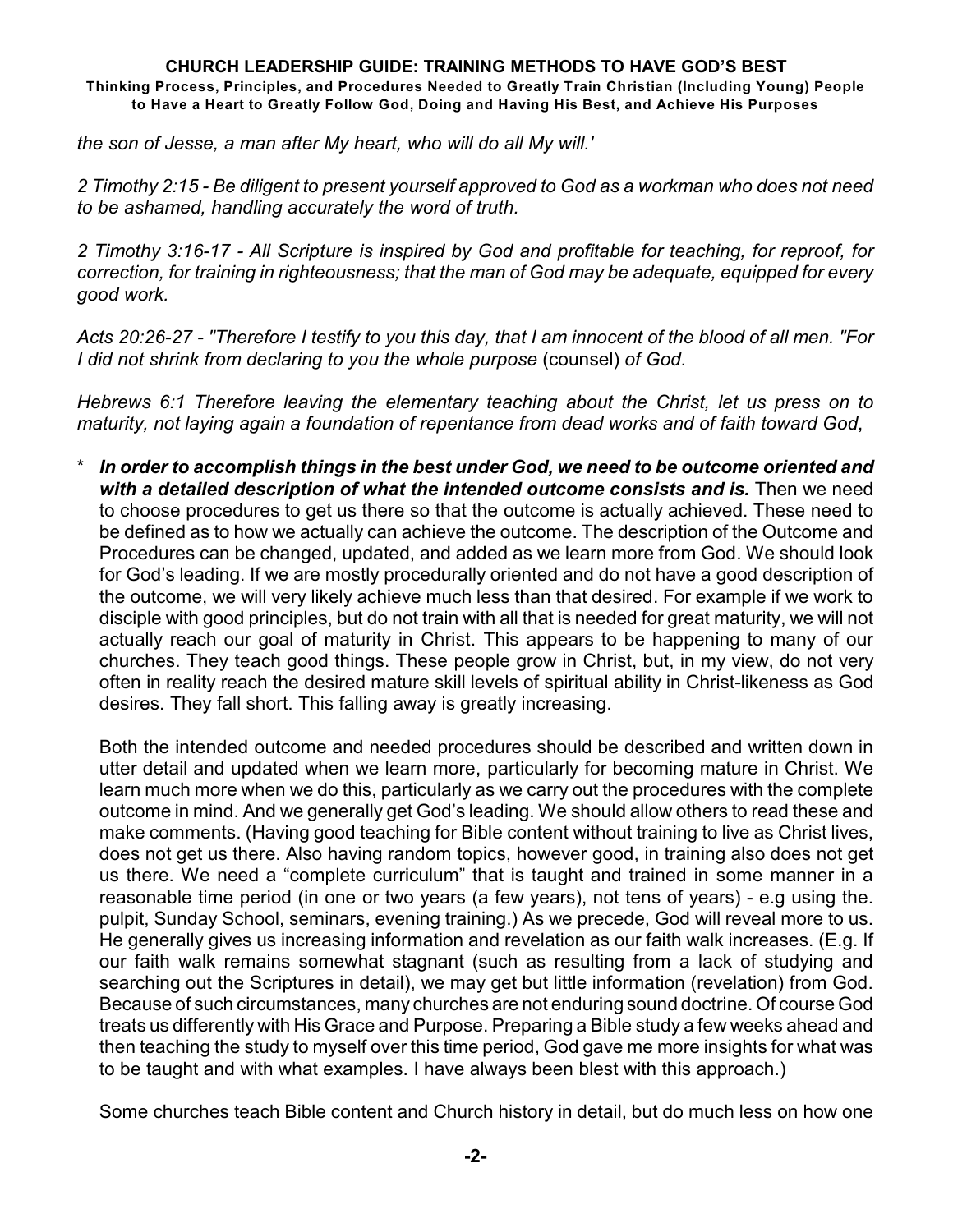*the son of Jesse, a man after My heart, who will do all My will.'*

*2 Timothy 2:15 - Be diligent to present yourself approved to God as a workman who does not need to be ashamed, handling accurately the word of truth.*

*2 Timothy 3:16-17 - All Scripture is inspired by God and profitable for teaching, for reproof, for correction, for training in righteousness; that the man of God may be adequate, equipped for every good work.*

*Acts 20:26-27 - "Therefore I testify to you this day, that I am innocent of the blood of all men. "For I did not shrink from declaring to you the whole purpose* (counsel) *of God.*

*Hebrews 6:1 Therefore leaving the elementary teaching about the Christ, let us press on to maturity, not laying again a foundation of repentance from dead works and of faith toward God*,

\* ***In order to accomplish things in the best under God, we need to be outcome oriented and with a detailed description of what the intended outcome consists and is.*** Then we need to choose procedures to get us there so that the outcome is actually achieved. These need to be defined as to how we actually can achieve the outcome. The description of the Outcome and Procedures can be changed, updated, and added as we learn more from God. We should look for God's leading. If we are mostly procedurally oriented and do not have a good description of the outcome, we will very likely achieve much less than that desired. For example if we work to disciple with good principles, but do not train with all that is needed for great maturity, we will not actually reach our goal of maturity in Christ. This appears to be happening to many of our churches. They teach good things. These people grow in Christ, but, in my view, do not very often in reality reach the desired mature skill levels of spiritual ability in Christ-likeness as God desires. They fall short. This falling away is greatly increasing.

Both the intended outcome and needed procedures should be described and written down in utter detail and updated when we learn more, particularly for becoming mature in Christ. We learn much more when we do this, particularly as we carry out the procedures with the complete outcome in mind. And we generally get God's leading. We should allow others to read these and make comments. (Having good teaching for Bible content without training to live as Christ lives, does not get us there. Also having random topics, however good, in training also does not get us there. We need a "complete curriculum" that is taught and trained in some manner in a reasonable time period (in one or two years (a few years), not tens of years) - e.g using the. pulpit, Sunday School, seminars, evening training.) As we precede, God will reveal more to us. He generally gives us increasing information and revelation as our faith walk increases. (E.g. If our faith walk remains somewhat stagnant (such as resulting from a lack of studying and searching out the Scriptures in detail), we may get but little information (revelation) from God. Because of such circumstances, many churches are not enduring sound doctrine. Of course God treats us differently with His Grace and Purpose. Preparing a Bible study a few weeks ahead and then teaching the study to myself over this time period, God gave me more insights for what was to be taught and with what examples. I have always been blest with this approach.)

Some churches teach Bible content and Church history in detail, but do much less on how one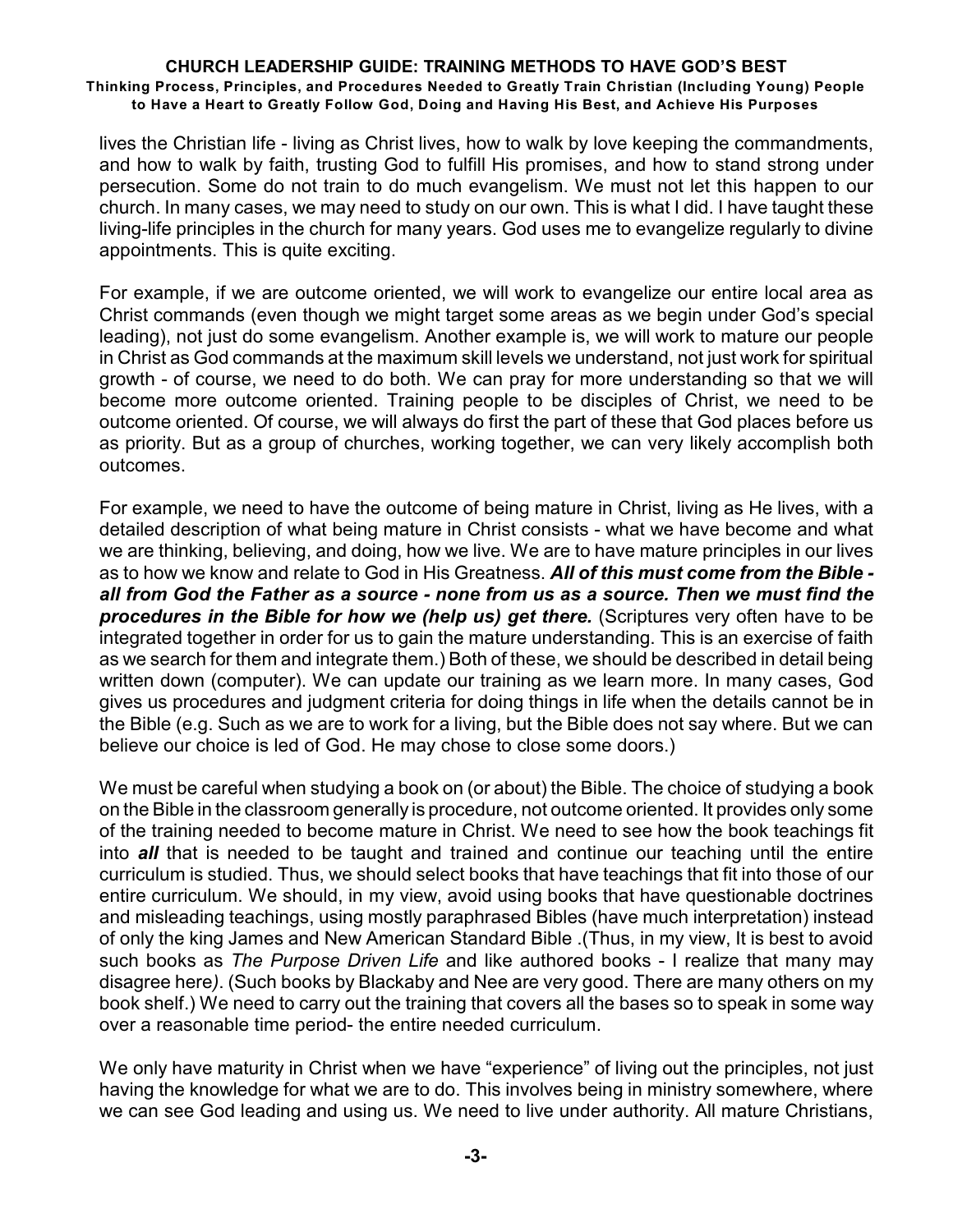lives the Christian life - living as Christ lives, how to walk by love keeping the commandments, and how to walk by faith, trusting God to fulfill His promises, and how to stand strong under persecution. Some do not train to do much evangelism. We must not let this happen to our church. In many cases, we may need to study on our own. This is what I did. I have taught these living-life principles in the church for many years. God uses me to evangelize regularly to divine appointments. This is quite exciting.

For example, if we are outcome oriented, we will work to evangelize our entire local area as Christ commands (even though we might target some areas as we begin under God's special leading), not just do some evangelism. Another example is, we will work to mature our people in Christ as God commands at the maximum skill levels we understand, not just work for spiritual growth - of course, we need to do both. We can pray for more understanding so that we will become more outcome oriented. Training people to be disciples of Christ, we need to be outcome oriented. Of course, we will always do first the part of these that God places before us as priority. But as a group of churches, working together, we can very likely accomplish both outcomes.

For example, we need to have the outcome of being mature in Christ, living as He lives, with a detailed description of what being mature in Christ consists - what we have become and what we are thinking, believing, and doing, how we live. We are to have mature principles in our lives as to how we know and relate to God in His Greatness. ***All of this must come from the Bible - all from God the Father as a source - none from us as a source. Then we must find the procedures in the Bible for how we (help us) get there.*** (Scriptures very often have to be integrated together in order for us to gain the mature understanding. This is an exercise of faith as we search for them and integrate them.) Both of these, we should be described in detail being written down (computer). We can update our training as we learn more. In many cases, God gives us procedures and judgment criteria for doing things in life when the details cannot be in the Bible (e.g. Such as we are to work for a living, but the Bible does not say where. But we can believe our choice is led of God. He may chose to close some doors.)

We must be careful when studying a book on (or about) the Bible. The choice of studying a book on the Bible in the classroom generally is procedure, not outcome oriented. It provides only some of the training needed to become mature in Christ. We need to see how the book teachings fit into ***all*** that is needed to be taught and trained and continue our teaching until the entire curriculum is studied. Thus, we should select books that have teachings that fit into those of our entire curriculum. We should, in my view, avoid using books that have questionable doctrines and misleading teachings, using mostly paraphrased Bibles (have much interpretation) instead of only the king James and New American Standard Bible .(Thus, in my view, It is best to avoid such books as *The Purpose Driven Life* and like authored books - I realize that many may disagree here*)*. (Such books by Blackaby and Nee are very good. There are many others on my book shelf.) We need to carry out the training that covers all the bases so to speak in some way over a reasonable time period- the entire needed curriculum.

We only have maturity in Christ when we have "experience" of living out the principles, not just having the knowledge for what we are to do. This involves being in ministry somewhere, where we can see God leading and using us. We need to live under authority. All mature Christians,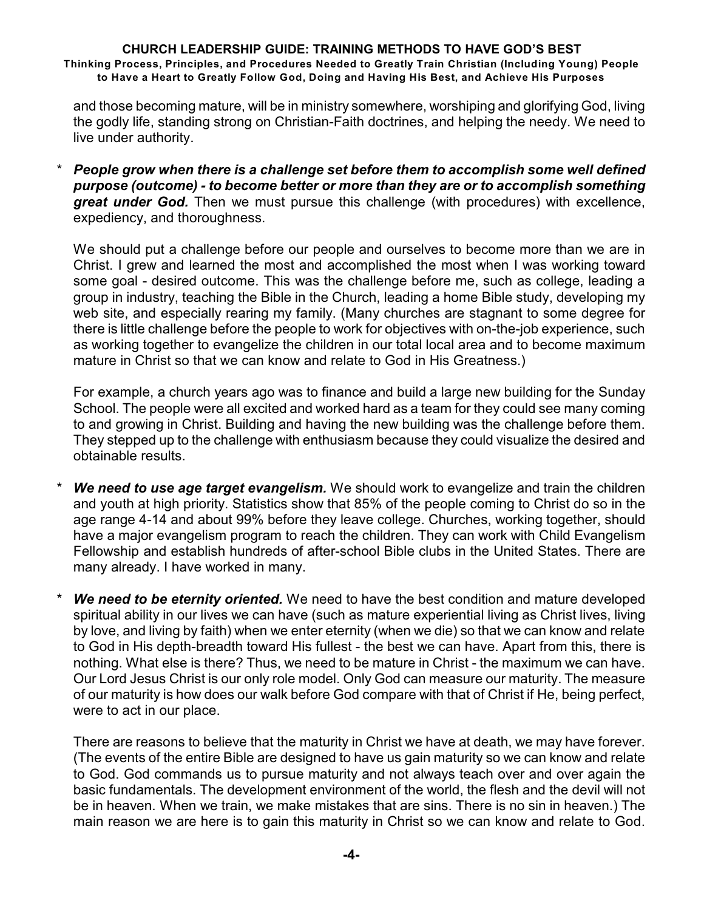and those becoming mature, will be in ministry somewhere, worshiping and glorifying God, living the godly life, standing strong on Christian-Faith doctrines, and helping the needy. We need to live under authority.

* ***People grow when there is a challenge set before them to accomplish some well defined purpose (outcome) - to become better or more than they are or to accomplish something great under God.*** Then we must pursue this challenge (with procedures) with excellence, expediency, and thoroughness.

  We should put a challenge before our people and ourselves to become more than we are in Christ. I grew and learned the most and accomplished the most when I was working toward some goal - desired outcome. This was the challenge before me, such as college, leading a group in industry, teaching the Bible in the Church, leading a home Bible study, developing my web site, and especially rearing my family. (Many churches are stagnant to some degree for there is little challenge before the people to work for objectives with on-the-job experience, such as working together to evangelize the children in our total local area and to become maximum mature in Christ so that we can know and relate to God in His Greatness.)

  For example, a church years ago was to finance and build a large new building for the Sunday School. The people were all excited and worked hard as a team for they could see many coming to and growing in Christ. Building and having the new building was the challenge before them. They stepped up to the challenge with enthusiasm because they could visualize the desired and obtainable results.

* ***We need to use age target evangelism.*** We should work to evangelize and train the children and youth at high priority. Statistics show that 85% of the people coming to Christ do so in the age range 4-14 and about 99% before they leave college. Churches, working together, should have a major evangelism program to reach the children. They can work with Child Evangelism Fellowship and establish hundreds of after-school Bible clubs in the United States. There are many already. I have worked in many.

* ***We need to be eternity oriented.*** We need to have the best condition and mature developed spiritual ability in our lives we can have (such as mature experiential living as Christ lives, living by love, and living by faith) when we enter eternity (when we die) so that we can know and relate to God in His depth-breadth toward His fullest - the best we can have. Apart from this, there is nothing. What else is there? Thus, we need to be mature in Christ - the maximum we can have. Our Lord Jesus Christ is our only role model. Only God can measure our maturity. The measure of our maturity is how does our walk before God compare with that of Christ if He, being perfect, were to act in our place.

  There are reasons to believe that the maturity in Christ we have at death, we may have forever. (The events of the entire Bible are designed to have us gain maturity so we can know and relate to God. God commands us to pursue maturity and not always teach over and over again the basic fundamentals. The development environment of the world, the flesh and the devil will not be in heaven. When we train, we make mistakes that are sins. There is no sin in heaven.) The main reason we are here is to gain this maturity in Christ so we can know and relate to God.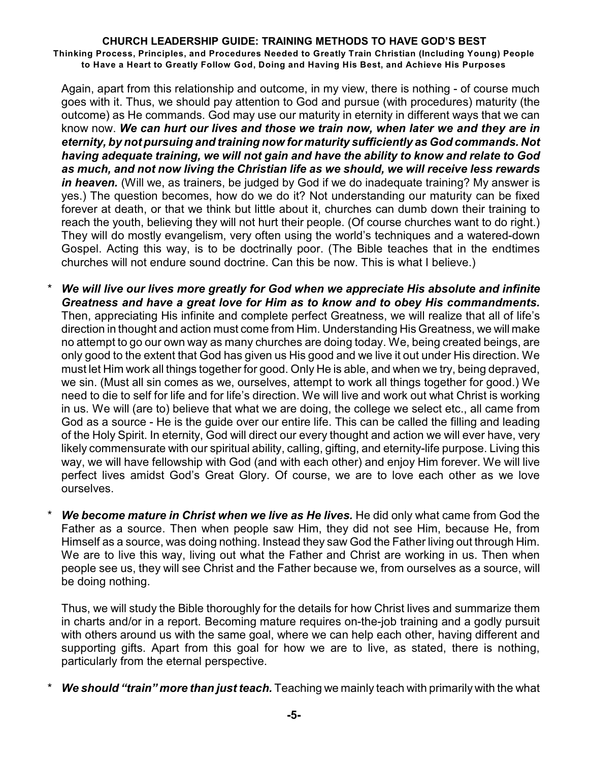Again, apart from this relationship and outcome, in my view, there is nothing - of course much goes with it. Thus, we should pay attention to God and pursue (with procedures) maturity (the outcome) as He commands. God may use our maturity in eternity in different ways that we can know now. ***We can hurt our lives and those we train now, when later we and they are in eternity, by not pursuing and training now for maturity sufficiently as God commands. Not having adequate training, we will not gain and have the ability to know and relate to God as much, and not now living the Christian life as we should, we will receive less rewards in heaven.*** (Will we, as trainers, be judged by God if we do inadequate training? My answer is yes.) The question becomes, how do we do it? Not understanding our maturity can be fixed forever at death, or that we think but little about it, churches can dumb down their training to reach the youth, believing they will not hurt their people. (Of course churches want to do right.) They will do mostly evangelism, very often using the world's techniques and a watered-down Gospel. Acting this way, is to be doctrinally poor. (The Bible teaches that in the endtimes churches will not endure sound doctrine. Can this be now. This is what I believe.)

* ***We will live our lives more greatly for God when we appreciate His absolute and infinite Greatness and have a great love for Him as to know and to obey His commandments.*** Then, appreciating His infinite and complete perfect Greatness, we will realize that all of life's direction in thought and action must come from Him. Understanding His Greatness, we will make no attempt to go our own way as many churches are doing today. We, being created beings, are only good to the extent that God has given us His good and we live it out under His direction. We must let Him work all things together for good. Only He is able, and when we try, being depraved, we sin. (Must all sin comes as we, ourselves, attempt to work all things together for good.) We need to die to self for life and for life's direction. We will live and work out what Christ is working in us. We will (are to) believe that what we are doing, the college we select etc., all came from God as a source - He is the guide over our entire life. This can be called the filling and leading of the Holy Spirit. In eternity, God will direct our every thought and action we will ever have, very likely commensurate with our spiritual ability, calling, gifting, and eternity-life purpose. Living this way, we will have fellowship with God (and with each other) and enjoy Him forever. We will live perfect lives amidst God's Great Glory. Of course, we are to love each other as we love ourselves.

* ***We become mature in Christ when we live as He lives.*** He did only what came from God the Father as a source. Then when people saw Him, they did not see Him, because He, from Himself as a source, was doing nothing. Instead they saw God the Father living out through Him. We are to live this way, living out what the Father and Christ are working in us. Then when people see us, they will see Christ and the Father because we, from ourselves as a source, will be doing nothing.

  Thus, we will study the Bible thoroughly for the details for how Christ lives and summarize them in charts and/or in a report. Becoming mature requires on-the-job training and a godly pursuit with others around us with the same goal, where we can help each other, having different and supporting gifts. Apart from this goal for how we are to live, as stated, there is nothing, particularly from the eternal perspective.

* ***We should "train" more than just teach.*** Teaching we mainly teach with primarily with the what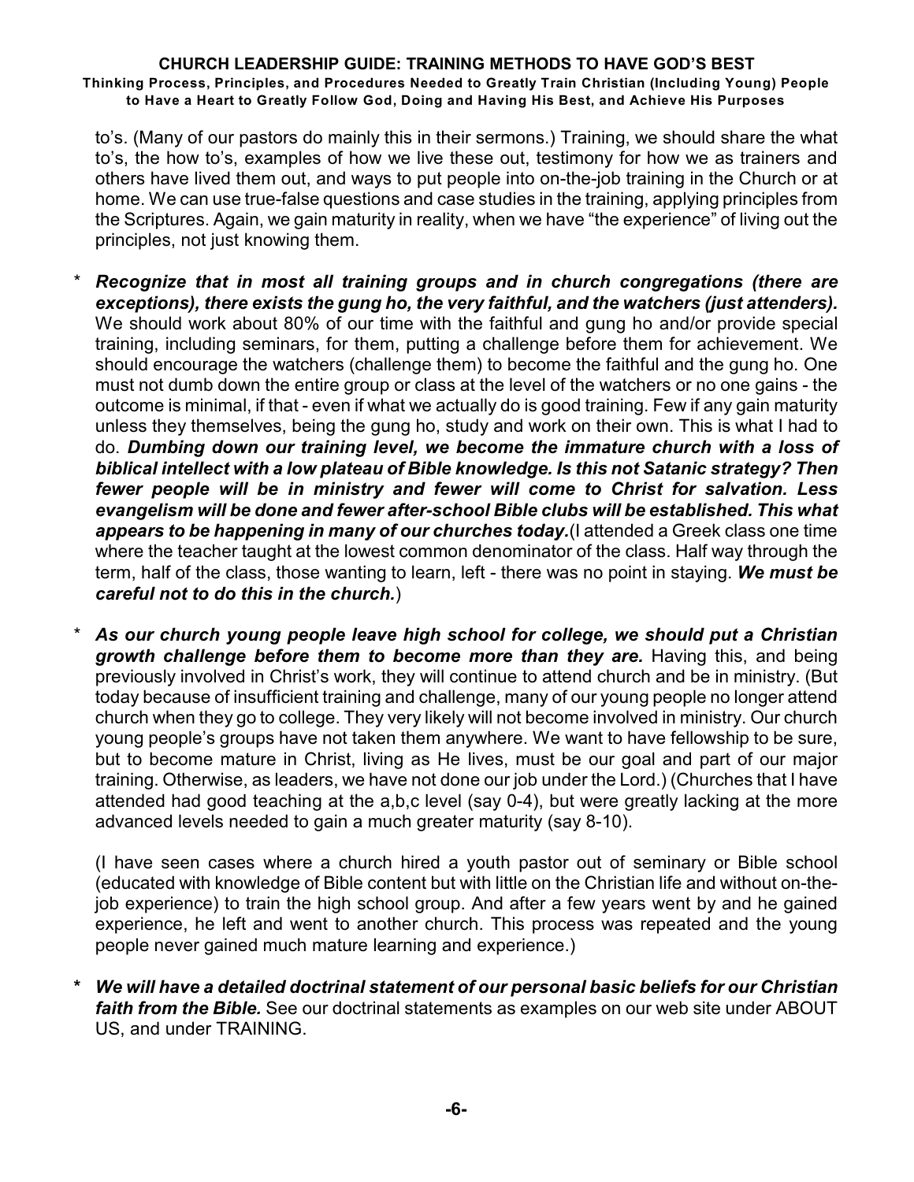to's. (Many of our pastors do mainly this in their sermons.) Training, we should share the what to's, the how to's, examples of how we live these out, testimony for how we as trainers and others have lived them out, and ways to put people into on-the-job training in the Church or at home. We can use true-false questions and case studies in the training, applying principles from the Scriptures. Again, we gain maturity in reality, when we have "the experience" of living out the principles, not just knowing them.

- ***Recognize that in most all training groups and in church congregations (there are exceptions), there exists the gung ho, the very faithful, and the watchers (just attenders).*** We should work about 80% of our time with the faithful and gung ho and/or provide special training, including seminars, for them, putting a challenge before them for achievement. We should encourage the watchers (challenge them) to become the faithful and the gung ho. One must not dumb down the entire group or class at the level of the watchers or no one gains - the outcome is minimal, if that - even if what we actually do is good training. Few if any gain maturity unless they themselves, being the gung ho, study and work on their own. This is what I had to do. ***Dumbing down our training level, we become the immature church with a loss of biblical intellect with a low plateau of Bible knowledge. Is this not Satanic strategy? Then fewer people will be in ministry and fewer will come to Christ for salvation. Less evangelism will be done and fewer after-school Bible clubs will be established. This what appears to be happening in many of our churches today.***(I attended a Greek class one time where the teacher taught at the lowest common denominator of the class. Half way through the term, half of the class, those wanting to learn, left - there was no point in staying. ***We must be careful not to do this in the church.***)

- ***As our church young people leave high school for college, we should put a Christian growth challenge before them to become more than they are.*** Having this, and being previously involved in Christ's work, they will continue to attend church and be in ministry. (But today because of insufficient training and challenge, many of our young people no longer attend church when they go to college. They very likely will not become involved in ministry. Our church young people's groups have not taken them anywhere. We want to have fellowship to be sure, but to become mature in Christ, living as He lives, must be our goal and part of our major training. Otherwise, as leaders, we have not done our job under the Lord.) (Churches that I have attended had good teaching at the a,b,c level (say 0-4), but were greatly lacking at the more advanced levels needed to gain a much greater maturity (say 8-10).

  (I have seen cases where a church hired a youth pastor out of seminary or Bible school (educated with knowledge of Bible content but with little on the Christian life and without on-the-job experience) to train the high school group. And after a few years went by and he gained experience, he left and went to another church. This process was repeated and the young people never gained much mature learning and experience.)

- ***We will have a detailed doctrinal statement of our personal basic beliefs for our Christian faith from the Bible.*** See our doctrinal statements as examples on our web site under ABOUT US, and under TRAINING.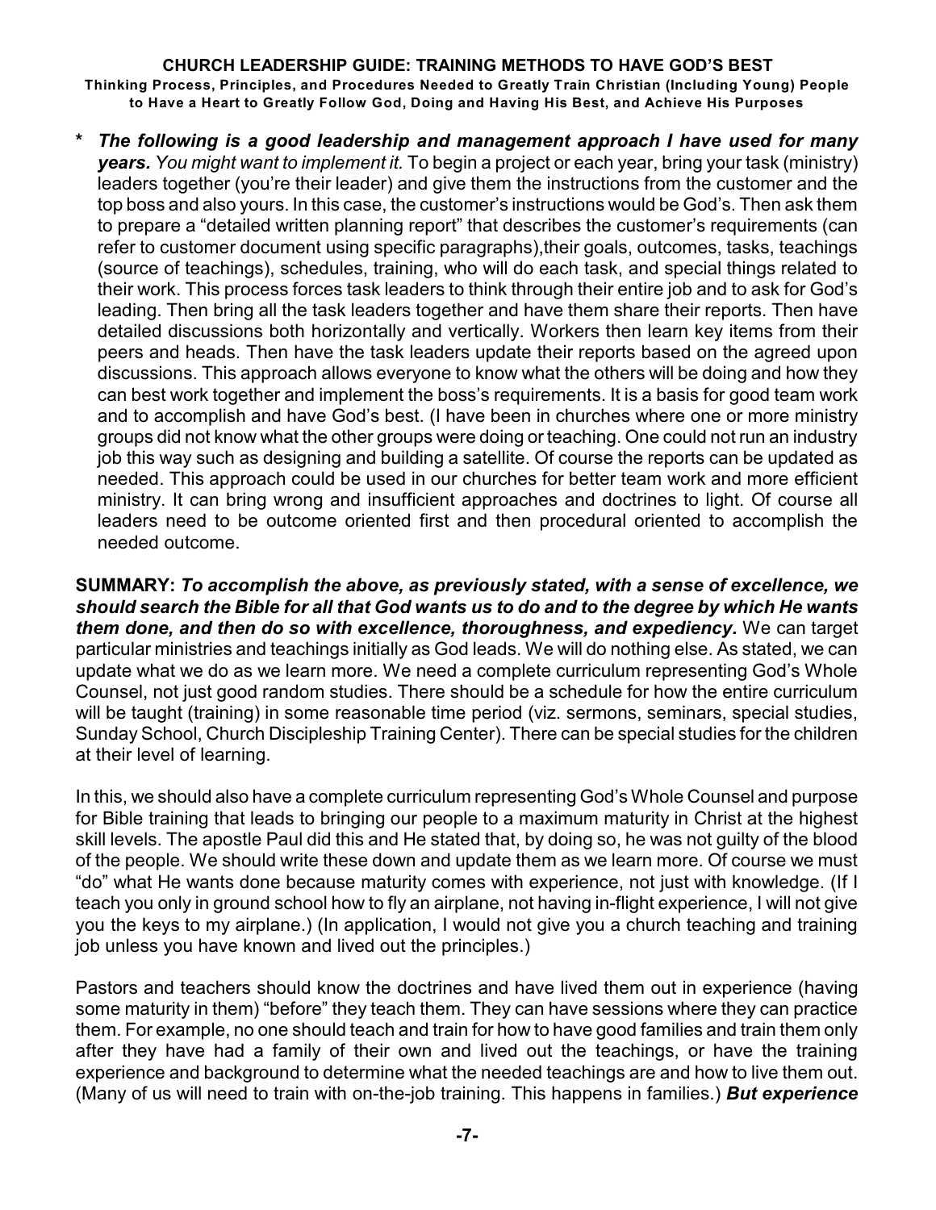* ***The following is a good leadership and management approach I have used for many years.*** *You might want to implement it.* To begin a project or each year, bring your task (ministry) leaders together (you're their leader) and give them the instructions from the customer and the top boss and also yours. In this case, the customer's instructions would be God's. Then ask them to prepare a "detailed written planning report" that describes the customer's requirements (can refer to customer document using specific paragraphs),their goals, outcomes, tasks, teachings (source of teachings), schedules, training, who will do each task, and special things related to their work. This process forces task leaders to think through their entire job and to ask for God's leading. Then bring all the task leaders together and have them share their reports. Then have detailed discussions both horizontally and vertically. Workers then learn key items from their peers and heads. Then have the task leaders update their reports based on the agreed upon discussions. This approach allows everyone to know what the others will be doing and how they can best work together and implement the boss's requirements. It is a basis for good team work and to accomplish and have God's best. (I have been in churches where one or more ministry groups did not know what the other groups were doing or teaching. One could not run an industry job this way such as designing and building a satellite. Of course the reports can be updated as needed. This approach could be used in our churches for better team work and more efficient ministry. It can bring wrong and insufficient approaches and doctrines to light. Of course all leaders need to be outcome oriented first and then procedural oriented to accomplish the needed outcome.

**SUMMARY:** ***To accomplish the above, as previously stated, with a sense of excellence, we should search the Bible for all that God wants us to do and to the degree by which He wants them done, and then do so with excellence, thoroughness, and expediency.*** We can target particular ministries and teachings initially as God leads. We will do nothing else. As stated, we can update what we do as we learn more. We need a complete curriculum representing God's Whole Counsel, not just good random studies. There should be a schedule for how the entire curriculum will be taught (training) in some reasonable time period (viz. sermons, seminars, special studies, Sunday School, Church Discipleship Training Center). There can be special studies for the children at their level of learning.

In this, we should also have a complete curriculum representing God's Whole Counsel and purpose for Bible training that leads to bringing our people to a maximum maturity in Christ at the highest skill levels. The apostle Paul did this and He stated that, by doing so, he was not guilty of the blood of the people. We should write these down and update them as we learn more. Of course we must "do" what He wants done because maturity comes with experience, not just with knowledge. (If I teach you only in ground school how to fly an airplane, not having in-flight experience, I will not give you the keys to my airplane.) (In application, I would not give you a church teaching and training job unless you have known and lived out the principles.)

Pastors and teachers should know the doctrines and have lived them out in experience (having some maturity in them) "before" they teach them. They can have sessions where they can practice them. For example, no one should teach and train for how to have good families and train them only after they have had a family of their own and lived out the teachings, or have the training experience and background to determine what the needed teachings are and how to live them out. (Many of us will need to train with on-the-job training. This happens in families.) ***But experience***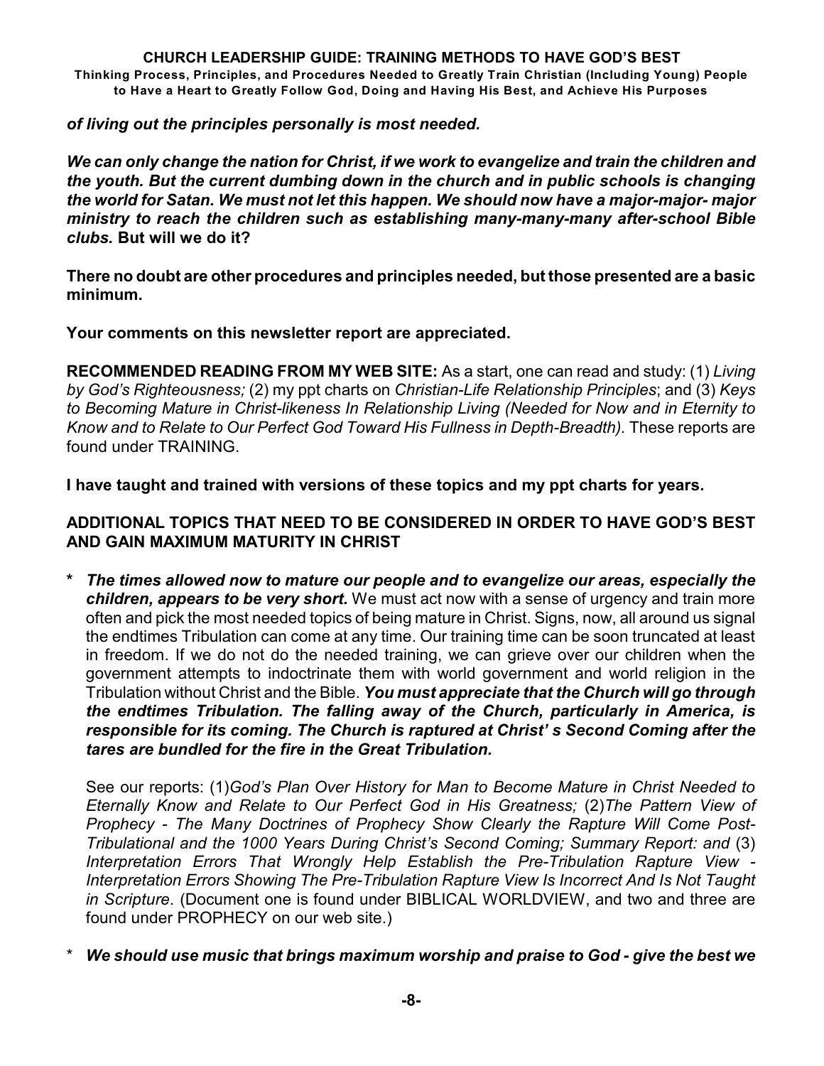***of living out the principles personally is most needed.***

***We can only change the nation for Christ, if we work to evangelize and train the children and the youth. But the current dumbing down in the church and in public schools is changing the world for Satan. We must not let this happen. We should now have a major-major- major ministry to reach the children such as establishing many-many-many after-school Bible clubs.*** **But will we do it?**

**There no doubt are other procedures and principles needed, but those presented are a basic minimum.**

**Your comments on this newsletter report are appreciated.**

**RECOMMENDED READING FROM MY WEB SITE:** As a start, one can read and study: (1) *Living by God's Righteousness;* (2) my ppt charts on *Christian-Life Relationship Principles*; and (3) *Keys to Becoming Mature in Christ-likeness In Relationship Living (Needed for Now and in Eternity to Know and to Relate to Our Perfect God Toward His Fullness in Depth-Breadth).* These reports are found under TRAINING.

**I have taught and trained with versions of these topics and my ppt charts for years.**

**ADDITIONAL TOPICS THAT NEED TO BE CONSIDERED IN ORDER TO HAVE GOD'S BEST AND GAIN MAXIMUM MATURITY IN CHRIST**

* ***The times allowed now to mature our people and to evangelize our areas, especially the children, appears to be very short.*** We must act now with a sense of urgency and train more often and pick the most needed topics of being mature in Christ. Signs, now, all around us signal the endtimes Tribulation can come at any time. Our training time can be soon truncated at least in freedom. If we do not do the needed training, we can grieve over our children when the government attempts to indoctrinate them with world government and world religion in the Tribulation without Christ and the Bible. ***You must appreciate that the Church will go through the endtimes Tribulation. The falling away of the Church, particularly in America, is responsible for its coming. The Church is raptured at Christ' s Second Coming after the tares are bundled for the fire in the Great Tribulation.***

  See our reports: (1)*God's Plan Over History for Man to Become Mature in Christ Needed to Eternally Know and Relate to Our Perfect God in His Greatness;* (2)*The Pattern View of Prophecy - The Many Doctrines of Prophecy Show Clearly the Rapture Will Come Post-Tribulational and the 1000 Years During Christ's Second Coming; Summary Report: and* (3) *Interpretation Errors That Wrongly Help Establish the Pre-Tribulation Rapture View - Interpretation Errors Showing The Pre-Tribulation Rapture View Is Incorrect And Is Not Taught in Scripture.* (Document one is found under BIBLICAL WORLDVIEW, and two and three are found under PROPHECY on our web site.)

* ***We should use music that brings maximum worship and praise to God - give the best we***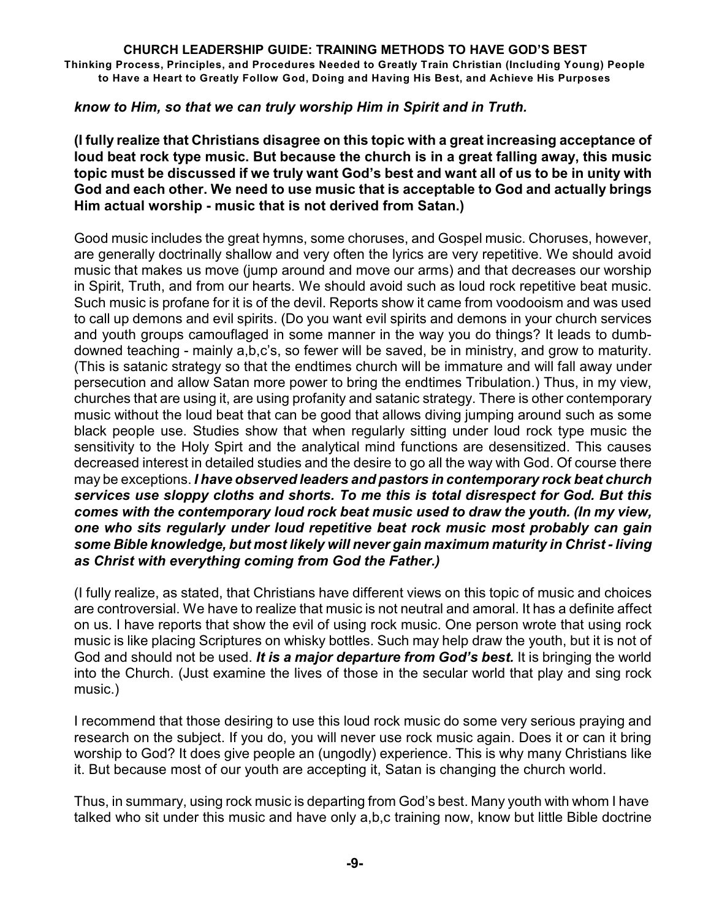***know to Him, so that we can truly worship Him in Spirit and in Truth.***

**(I fully realize that Christians disagree on this topic with a great increasing acceptance of loud beat rock type music. But because the church is in a great falling away, this music topic must be discussed if we truly want God's best and want all of us to be in unity with God and each other. We need to use music that is acceptable to God and actually brings Him actual worship - music that is not derived from Satan.)**

Good music includes the great hymns, some choruses, and Gospel music. Choruses, however, are generally doctrinally shallow and very often the lyrics are very repetitive. We should avoid music that makes us move (jump around and move our arms) and that decreases our worship in Spirit, Truth, and from our hearts. We should avoid such as loud rock repetitive beat music. Such music is profane for it is of the devil. Reports show it came from voodooism and was used to call up demons and evil spirits. (Do you want evil spirits and demons in your church services and youth groups camouflaged in some manner in the way you do things? It leads to dumb-downed teaching - mainly a,b,c's, so fewer will be saved, be in ministry, and grow to maturity. (This is satanic strategy so that the endtimes church will be immature and will fall away under persecution and allow Satan more power to bring the endtimes Tribulation.) Thus, in my view, churches that are using it, are using profanity and satanic strategy. There is other contemporary music without the loud beat that can be good that allows diving jumping around such as some black people use. Studies show that when regularly sitting under loud rock type music the sensitivity to the Holy Spirt and the analytical mind functions are desensitized. This causes decreased interest in detailed studies and the desire to go all the way with God. Of course there may be exceptions. ***I have observed leaders and pastors in contemporary rock beat church services use sloppy cloths and shorts. To me this is total disrespect for God. But this comes with the contemporary loud rock beat music used to draw the youth. (In my view, one who sits regularly under loud repetitive beat rock music most probably can gain some Bible knowledge, but most likely will never gain maximum maturity in Christ - living as Christ with everything coming from God the Father.)***

(I fully realize, as stated, that Christians have different views on this topic of music and choices are controversial. We have to realize that music is not neutral and amoral. It has a definite affect on us. I have reports that show the evil of using rock music. One person wrote that using rock music is like placing Scriptures on whisky bottles. Such may help draw the youth, but it is not of God and should not be used. ***It is a major departure from God's best.*** It is bringing the world into the Church. (Just examine the lives of those in the secular world that play and sing rock music.)

I recommend that those desiring to use this loud rock music do some very serious praying and research on the subject. If you do, you will never use rock music again. Does it or can it bring worship to God? It does give people an (ungodly) experience. This is why many Christians like it. But because most of our youth are accepting it, Satan is changing the church world.

Thus, in summary, using rock music is departing from God's best. Many youth with whom I have talked who sit under this music and have only a,b,c training now, know but little Bible doctrine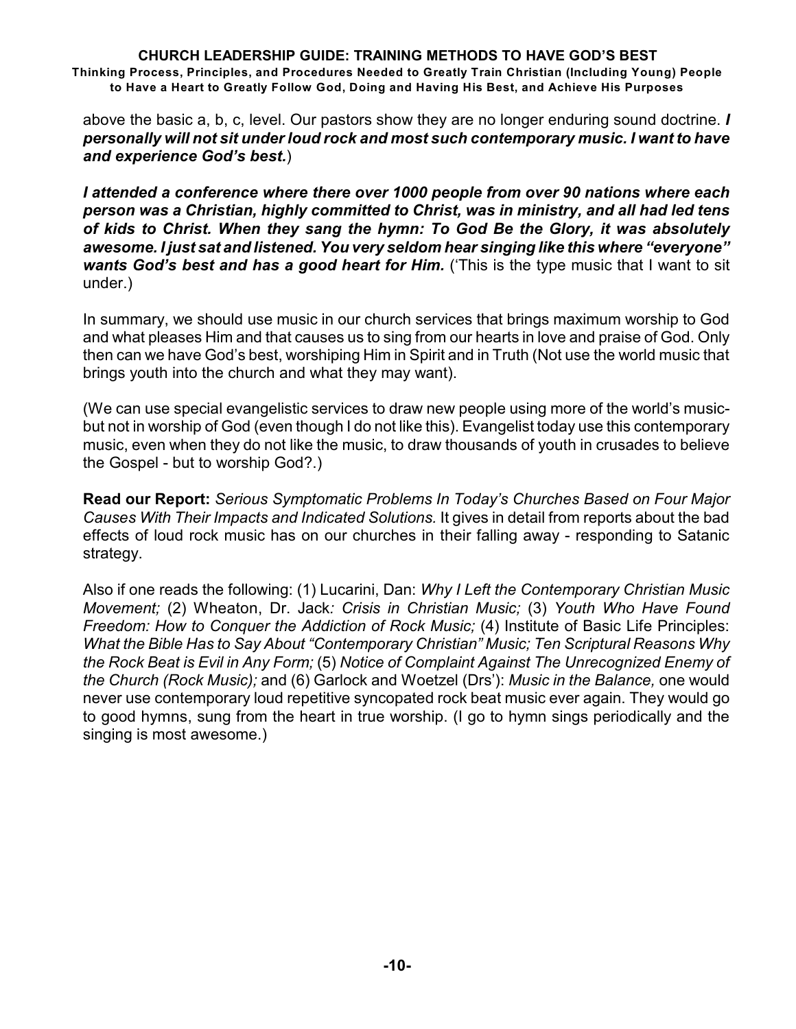above the basic a, b, c, level. Our pastors show they are no longer enduring sound doctrine. ***I personally will not sit under loud rock and most such contemporary music. I want to have and experience God's best.***)

***I attended a conference where there over 1000 people from over 90 nations where each person was a Christian, highly committed to Christ, was in ministry, and all had led tens of kids to Christ. When they sang the hymn: To God Be the Glory, it was absolutely awesome. I just sat and listened. You very seldom hear singing like this where "everyone" wants God's best and has a good heart for Him.*** ('This is the type music that I want to sit under.)

In summary, we should use music in our church services that brings maximum worship to God and what pleases Him and that causes us to sing from our hearts in love and praise of God. Only then can we have God's best, worshiping Him in Spirit and in Truth (Not use the world music that brings youth into the church and what they may want).

(We can use special evangelistic services to draw new people using more of the world's music- but not in worship of God (even though I do not like this). Evangelist today use this contemporary music, even when they do not like the music, to draw thousands of youth in crusades to believe the Gospel - but to worship God?.)

**Read our Report:** *Serious Symptomatic Problems In Today's Churches Based on Four Major Causes With Their Impacts and Indicated Solutions.* It gives in detail from reports about the bad effects of loud rock music has on our churches in their falling away - responding to Satanic strategy.

Also if one reads the following: (1) Lucarini, Dan: *Why I Left the Contemporary Christian Music Movement;* (2) Wheaton, Dr. Jack*: Crisis in Christian Music;* (3) *Youth Who Have Found Freedom: How to Conquer the Addiction of Rock Music;* (4) Institute of Basic Life Principles: *What the Bible Has to Say About "Contemporary Christian" Music; Ten Scriptural Reasons Why the Rock Beat is Evil in Any Form;* (5) *Notice of Complaint Against The Unrecognized Enemy of the Church (Rock Music);* and (6) Garlock and Woetzel (Drs'): *Music in the Balance,* one would never use contemporary loud repetitive syncopated rock beat music ever again. They would go to good hymns, sung from the heart in true worship. (I go to hymn sings periodically and the singing is most awesome.)